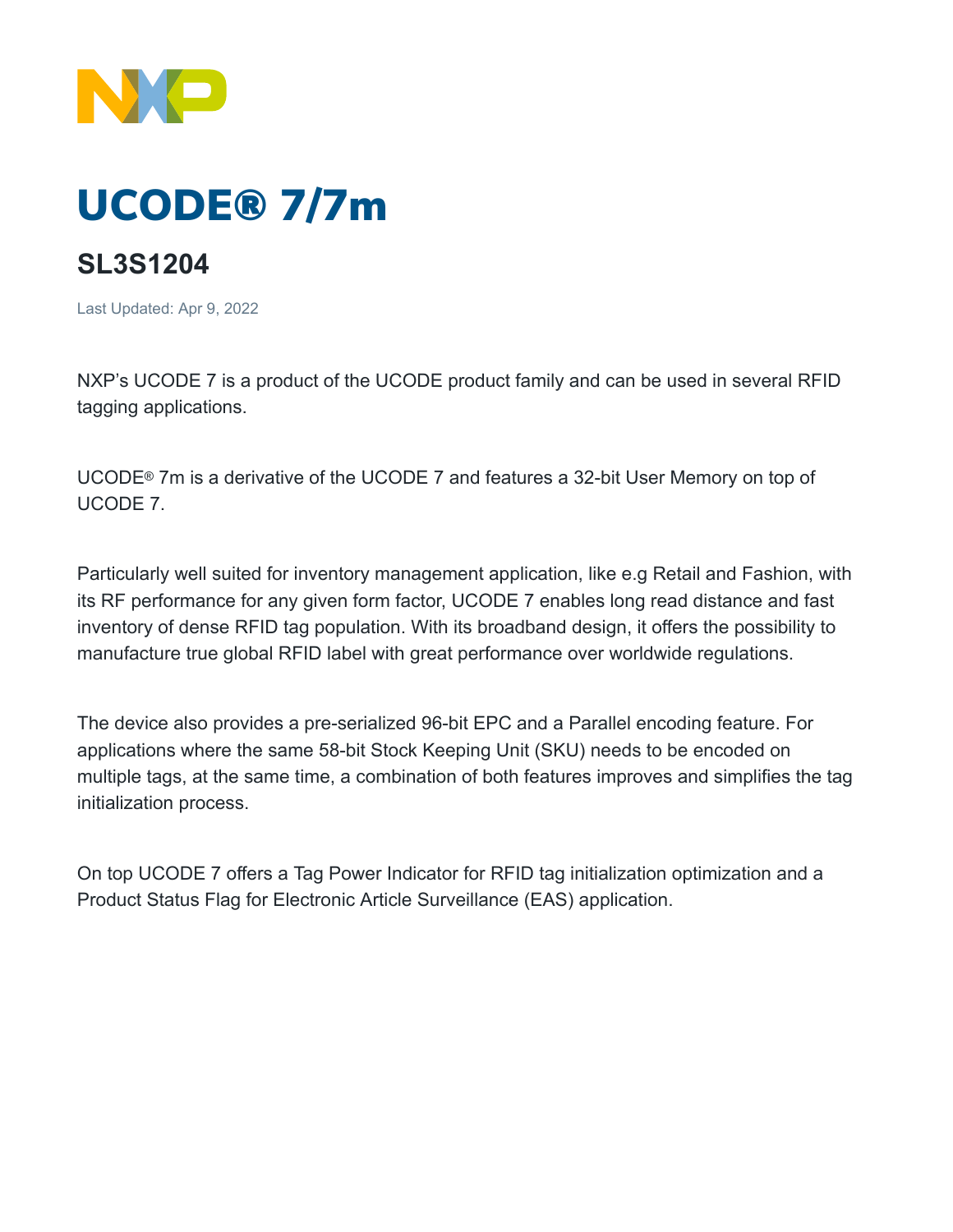# UCODE® 7/7m

## SL3S1204

Last Updated: Apr 9, 2022

NXP's UCODE 7 is a product of the UCODE product family and can be used in several RFID tagging applications.

UCODE® 7m is a derivative of the UCODE 7 and features a 32-bit User Memory on top of UCODE 7.

Particularly well suited for inventory management application, like e.g Retail and Fashion, with its RF performance for any given form factor, UCODE 7 enables long read distance and fast inventory of dense RFID tag population. With its broadband design, it offers the possibility to manufacture true global RFID label with great performance over worldwide regulations.

The device also provides a pre-serialized 96-bit EPC and a Parallel encoding feature. For applications where the same 58-bit Stock Keeping Unit (SKU) needs to be encoded on multiple tags, at the same time, a combination of both features improves and simplifies the tag initialization process.

On top UCODE 7 offers a Tag Power Indicator for RFID tag initialization optimization and a Product Status Flag for Electronic Article Surveillance (EAS) application.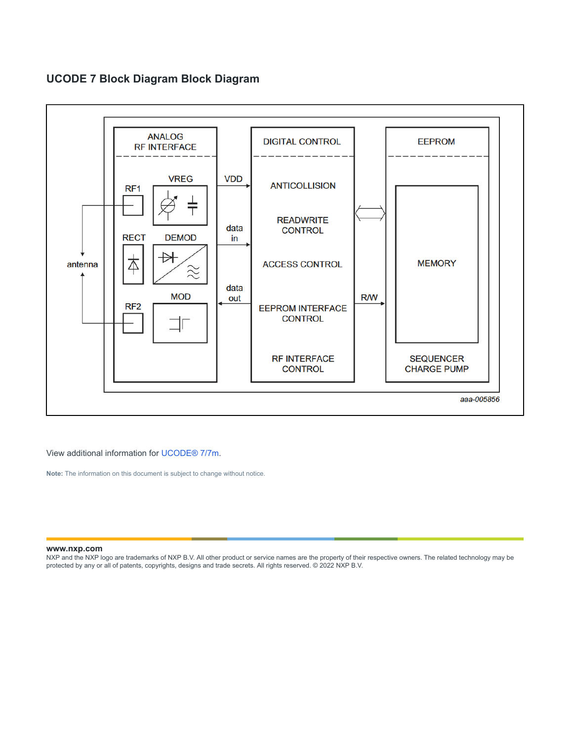## UCODE 7 Block Diagram Block Diagram

ANALOG
RF INTERFACE

VREG

RF1

RECT

DEMOD

MOD

RF2

antenna

VDD

data
in

data
out

DIGITAL CONTROL

ANTICOLLISION

READWRITE
CONTROL

ACCESS CONTROL

EEPROM INTERFACE
CONTROL

RF INTERFACE
CONTROL

R/W

EEPROM

MEMORY

SEQUENCER
CHARGE PUMP

aaa-005856

View additional information for UCODE® 7/7m.

**Note:** The information on this document is subject to change without notice.

**www.nxp.com**
NXP and the NXP logo are trademarks of NXP B.V. All other product or service names are the property of their respective owners. The related technology may be protected by any or all of patents, copyrights, designs and trade secrets. All rights reserved. © 2022 NXP B.V.